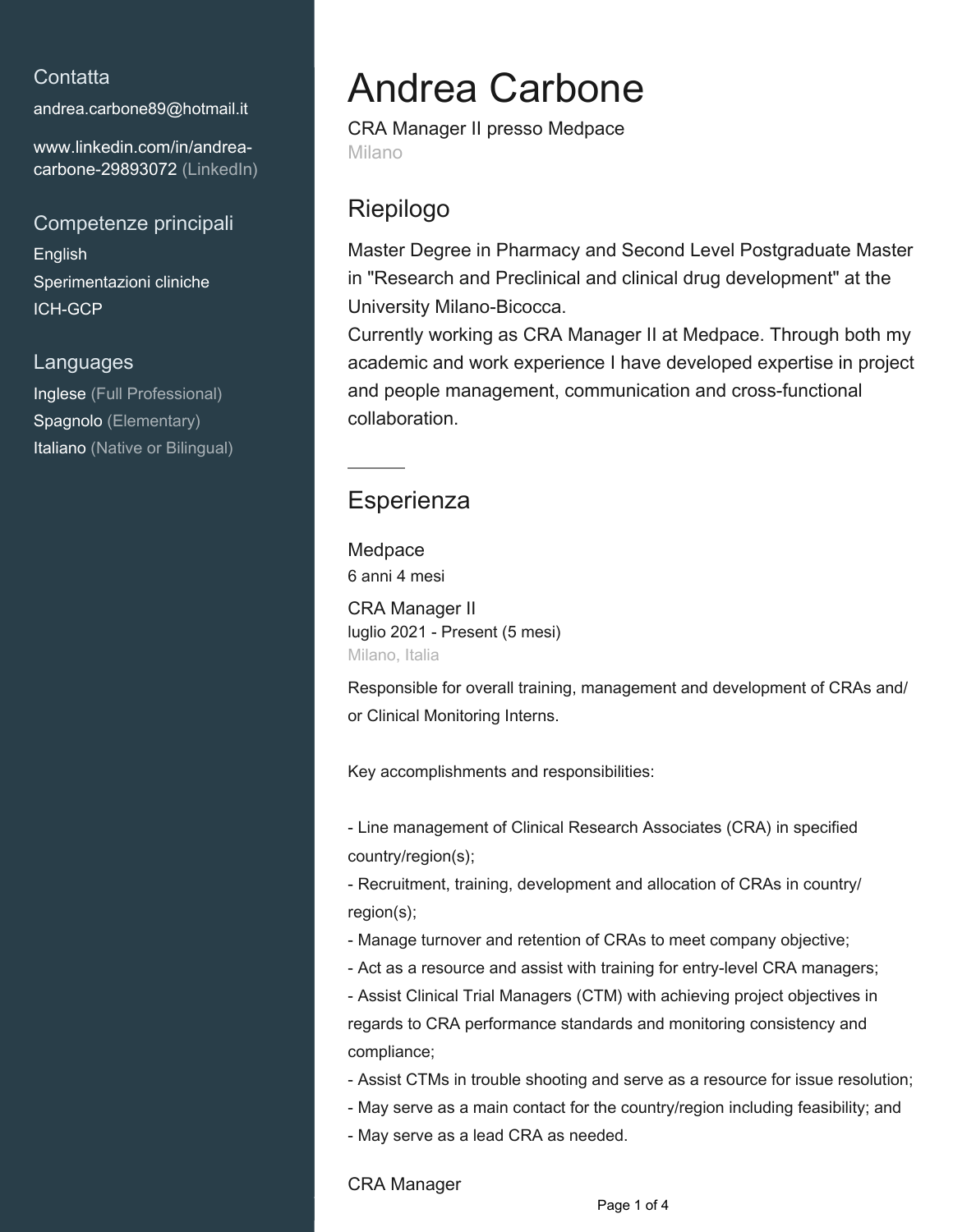## Contatta

andrea.carbone89@hotmail.it

www.linkedin.com/in/andrea-carbone-29893072 (LinkedIn)

## Competenze principali

English
Sperimentazioni cliniche
ICH-GCP

## Languages

Inglese (Full Professional)
Spagnolo (Elementary)
Italiano (Native or Bilingual)

# Andrea Carbone

CRA Manager II presso Medpace
Milano

## Riepilogo

Master Degree in Pharmacy and Second Level Postgraduate Master in "Research and Preclinical and clinical drug development" at the University Milano-Bicocca.
Currently working as CRA Manager II at Medpace. Through both my academic and work experience I have developed expertise in project and people management, communication and cross-functional collaboration.

## Esperienza

### Medpace
6 anni 4 mesi

#### CRA Manager II
luglio 2021 - Present (5 mesi)
Milano, Italia

Responsible for overall training, management and development of CRAs and/or Clinical Monitoring Interns.

Key accomplishments and responsibilities:

- Line management of Clinical Research Associates (CRA) in specified country/region(s);
- Recruitment, training, development and allocation of CRAs in country/region(s);
- Manage turnover and retention of CRAs to meet company objective;
- Act as a resource and assist with training for entry-level CRA managers;
- Assist Clinical Trial Managers (CTM) with achieving project objectives in regards to CRA performance standards and monitoring consistency and compliance;
- Assist CTMs in trouble shooting and serve as a resource for issue resolution;
- May serve as a main contact for the country/region including feasibility; and
- May serve as a lead CRA as needed.

#### CRA Manager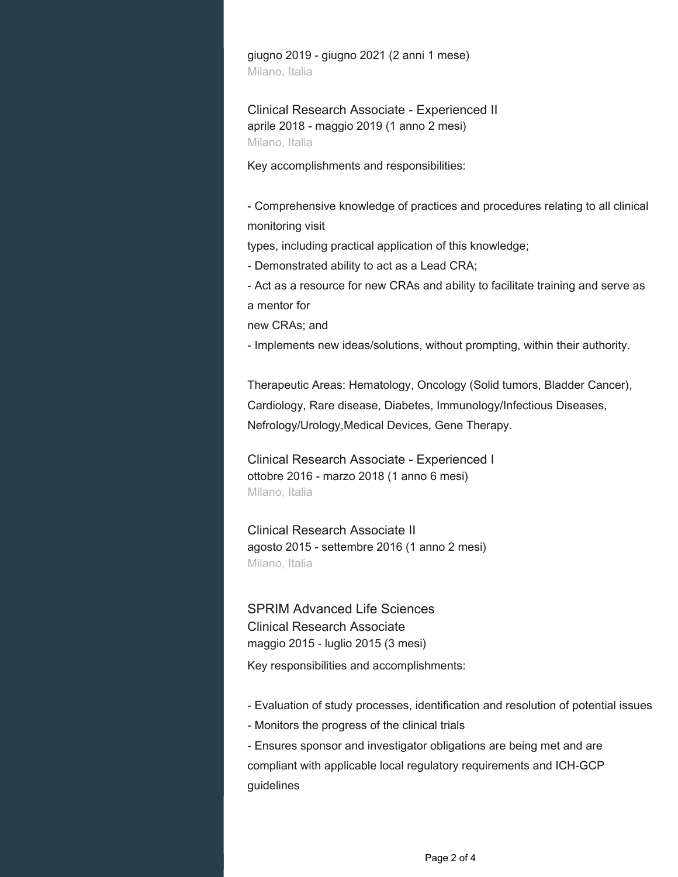giugno 2019 - giugno 2021 (2 anni 1 mese)
Milano, Italia

### Clinical Research Associate - Experienced II
aprile 2018 - maggio 2019 (1 anno 2 mesi)
Milano, Italia

Key accomplishments and responsibilities:

- Comprehensive knowledge of practices and procedures relating to all clinical monitoring visit
types, including practical application of this knowledge;
- Demonstrated ability to act as a Lead CRA;
- Act as a resource for new CRAs and ability to facilitate training and serve as a mentor for
new CRAs; and
- Implements new ideas/solutions, without prompting, within their authority.

Therapeutic Areas: Hematology, Oncology (Solid tumors, Bladder Cancer), Cardiology, Rare disease, Diabetes, Immunology/Infectious Diseases, Nefrology/Urology,Medical Devices, Gene Therapy.

### Clinical Research Associate - Experienced I
ottobre 2016 - marzo 2018 (1 anno 6 mesi)
Milano, Italia

### Clinical Research Associate II
agosto 2015 - settembre 2016 (1 anno 2 mesi)
Milano, Italia

## SPRIM Advanced Life Sciences
### Clinical Research Associate
maggio 2015 - luglio 2015 (3 mesi)

Key responsibilities and accomplishments:

- Evaluation of study processes, identification and resolution of potential issues
- Monitors the progress of the clinical trials
- Ensures sponsor and investigator obligations are being met and are compliant with applicable local regulatory requirements and ICH-GCP guidelines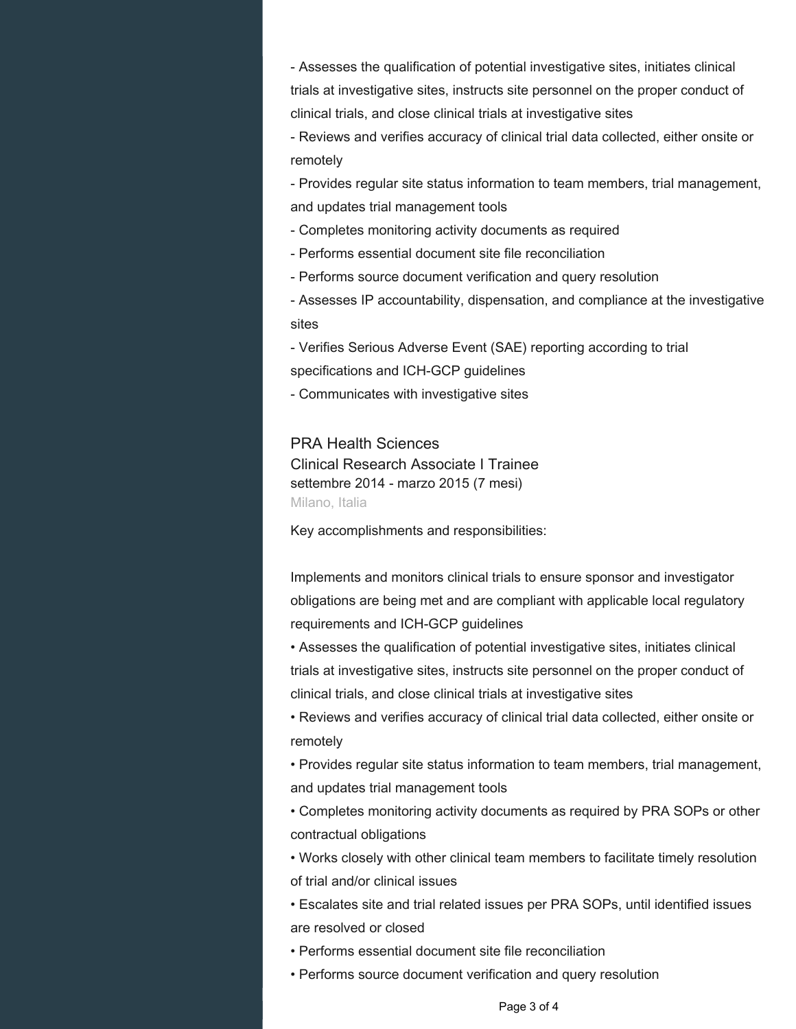- Assesses the qualification of potential investigative sites, initiates clinical trials at investigative sites, instructs site personnel on the proper conduct of clinical trials, and close clinical trials at investigative sites
- Reviews and verifies accuracy of clinical trial data collected, either onsite or remotely
- Provides regular site status information to team members, trial management, and updates trial management tools
- Completes monitoring activity documents as required
- Performs essential document site file reconciliation
- Performs source document verification and query resolution
- Assesses IP accountability, dispensation, and compliance at the investigative sites
- Verifies Serious Adverse Event (SAE) reporting according to trial specifications and ICH-GCP guidelines
- Communicates with investigative sites

### PRA Health Sciences

Clinical Research Associate I Trainee
settembre 2014 - marzo 2015 (7 mesi)
Milano, Italia

Key accomplishments and responsibilities:

Implements and monitors clinical trials to ensure sponsor and investigator obligations are being met and are compliant with applicable local regulatory requirements and ICH-GCP guidelines

• Assesses the qualification of potential investigative sites, initiates clinical trials at investigative sites, instructs site personnel on the proper conduct of clinical trials, and close clinical trials at investigative sites
• Reviews and verifies accuracy of clinical trial data collected, either onsite or remotely
• Provides regular site status information to team members, trial management, and updates trial management tools
• Completes monitoring activity documents as required by PRA SOPs or other contractual obligations
• Works closely with other clinical team members to facilitate timely resolution of trial and/or clinical issues
• Escalates site and trial related issues per PRA SOPs, until identified issues are resolved or closed
• Performs essential document site file reconciliation
• Performs source document verification and query resolution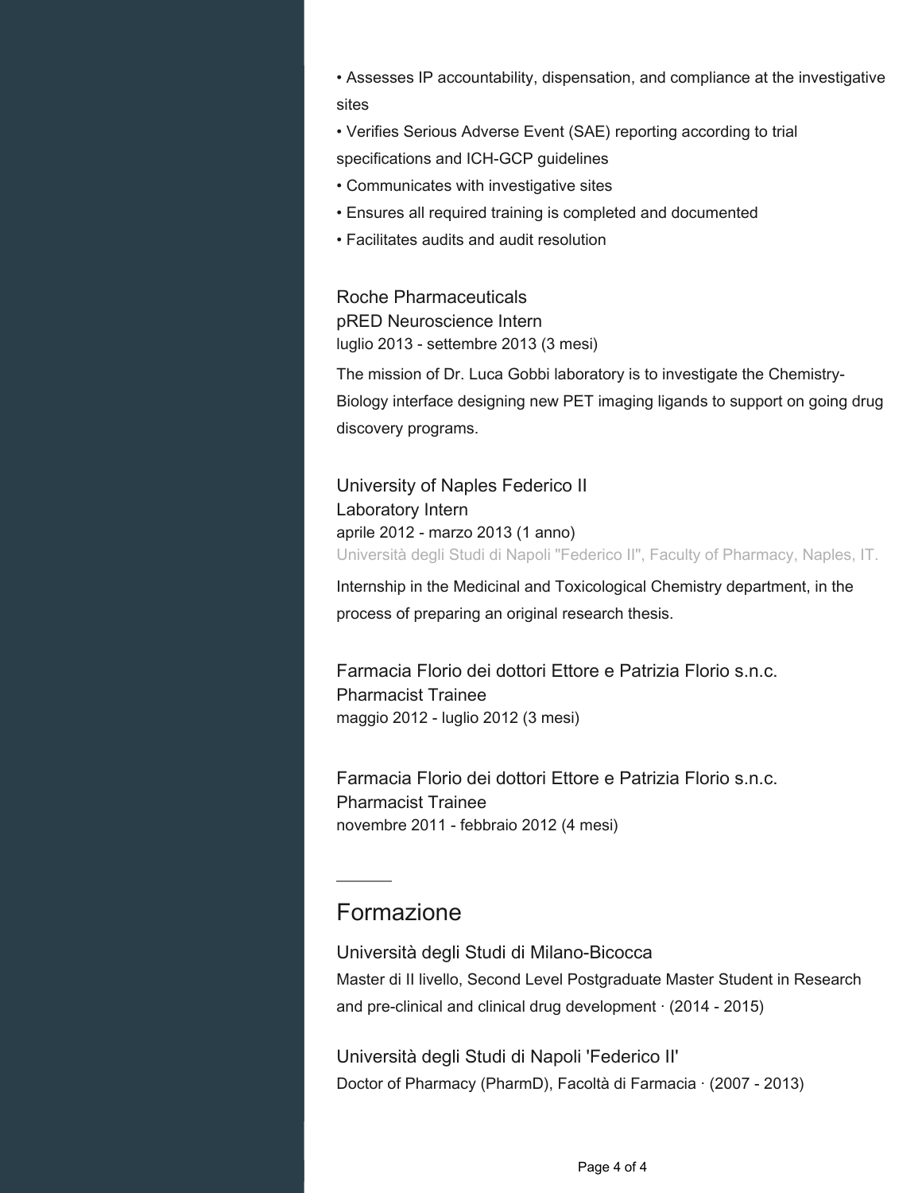- Assesses IP accountability, dispensation, and compliance at the investigative sites
- Verifies Serious Adverse Event (SAE) reporting according to trial specifications and ICH-GCP guidelines
- Communicates with investigative sites
- Ensures all required training is completed and documented
- Facilitates audits and audit resolution

### Roche Pharmaceuticals
pRED Neuroscience Intern
luglio 2013 - settembre 2013 (3 mesi)

The mission of Dr. Luca Gobbi laboratory is to investigate the Chemistry-Biology interface designing new PET imaging ligands to support on going drug discovery programs.

### University of Naples Federico II
Laboratory Intern
aprile 2012 - marzo 2013 (1 anno)
Università degli Studi di Napoli "Federico II", Faculty of Pharmacy, Naples, IT.

Internship in the Medicinal and Toxicological Chemistry department, in the process of preparing an original research thesis.

### Farmacia Florio dei dottori Ettore e Patrizia Florio s.n.c.
Pharmacist Trainee
maggio 2012 - luglio 2012 (3 mesi)

### Farmacia Florio dei dottori Ettore e Patrizia Florio s.n.c.
Pharmacist Trainee
novembre 2011 - febbraio 2012 (4 mesi)

## Formazione

### Università degli Studi di Milano-Bicocca
Master di II livello, Second Level Postgraduate Master Student in Research and pre-clinical and clinical drug development · (2014 - 2015)

### Università degli Studi di Napoli 'Federico II'
Doctor of Pharmacy (PharmD), Facoltà di Farmacia · (2007 - 2013)